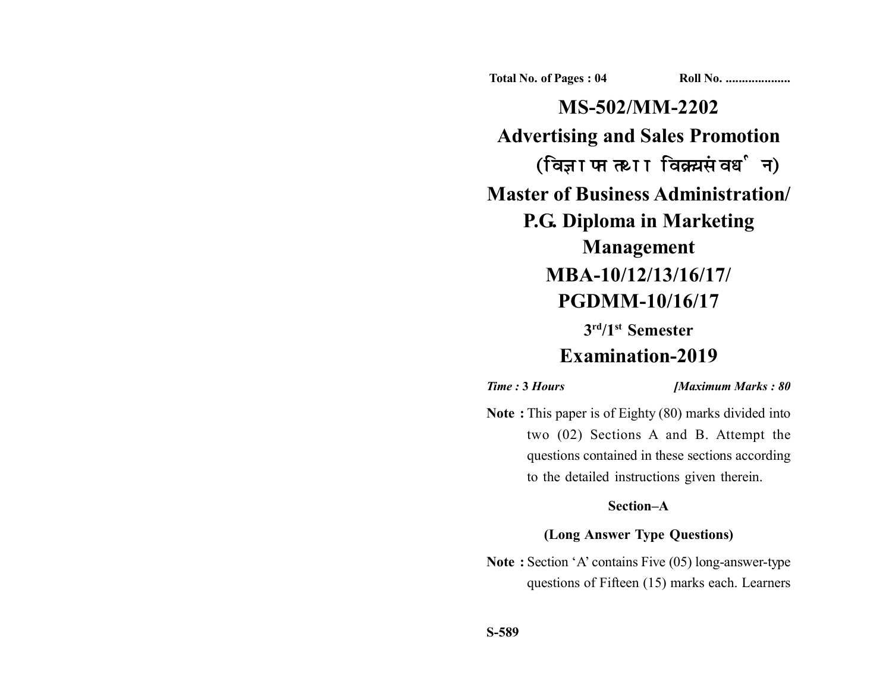Total No. of Pages : 04　　　　　Roll No. ....................

# MS-502/MM-2202

## Advertising and Sales Promotion

## (विज्ञापन तथा विक्रय संवर्धन)

## Master of Business Administration/ P.G. Diploma in Marketing Management

## MBA-10/12/13/16/17/ PGDMM-10/16/17

### 3rd/1st Semester

## Examination-2019

*Time :* **3** *Hours*　　　　　　　　　*[Maximum Marks : 80*

**Note :** This paper is of Eighty (80) marks divided into two (02) Sections A and B. Attempt the questions contained in these sections according to the detailed instructions given therein.

### Section–A

### (Long Answer Type Questions)

**Note :** Section 'A' contains Five (05) long-answer-type questions of Fifteen (15) marks each. Learners

**S-589**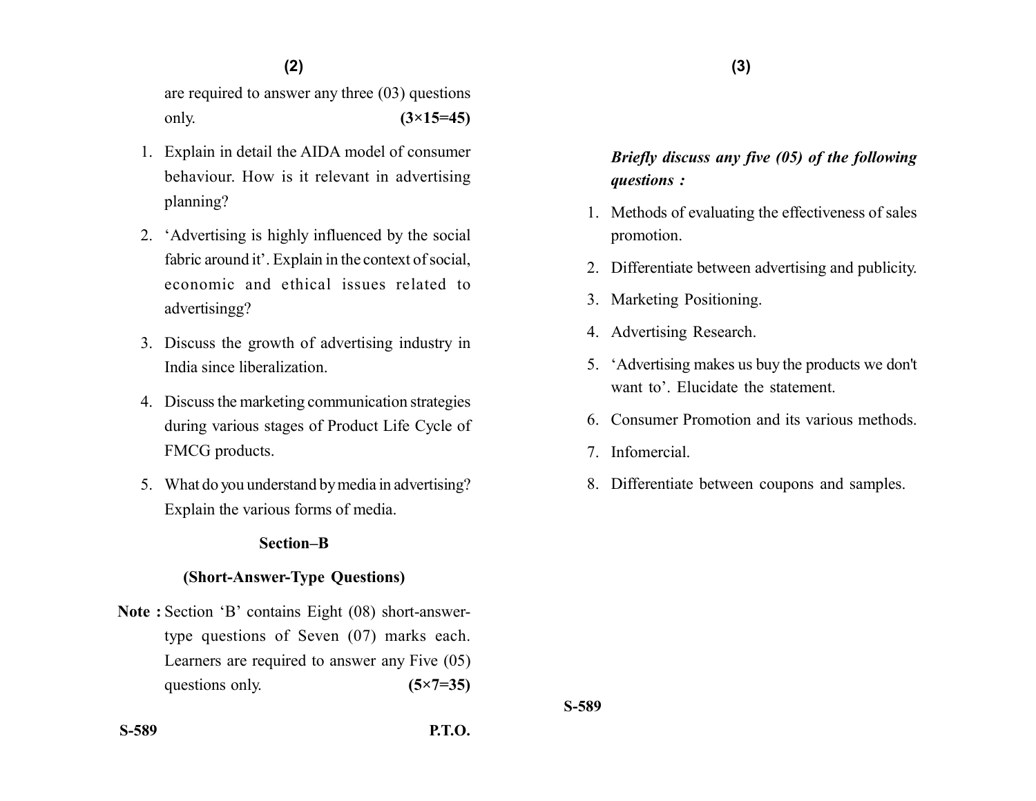are required to answer any three (03) questions only. **(3×15=45)**

1. Explain in detail the AIDA model of consumer behaviour. How is it relevant in advertising planning?

2. 'Advertising is highly influenced by the social fabric around it'. Explain in the context of social, economic and ethical issues related to advertisingg?

3. Discuss the growth of advertising industry in India since liberalization.

4. Discuss the marketing communication strategies during various stages of Product Life Cycle of FMCG products.

5. What do you understand by media in advertising? Explain the various forms of media.

## Section–B

### (Short-Answer-Type Questions)

**Note :** Section 'B' contains Eight (08) short-answer-type questions of Seven (07) marks each. Learners are required to answer any Five (05) questions only. **(5×7=35)**

***Briefly discuss any five (05) of the following questions :***

1. Methods of evaluating the effectiveness of sales promotion.

2. Differentiate between advertising and publicity.

3. Marketing Positioning.

4. Advertising Research.

5. 'Advertising makes us buy the products we don't want to'. Elucidate the statement.

6. Consumer Promotion and its various methods.

7. Infomercial.

8. Differentiate between coupons and samples.